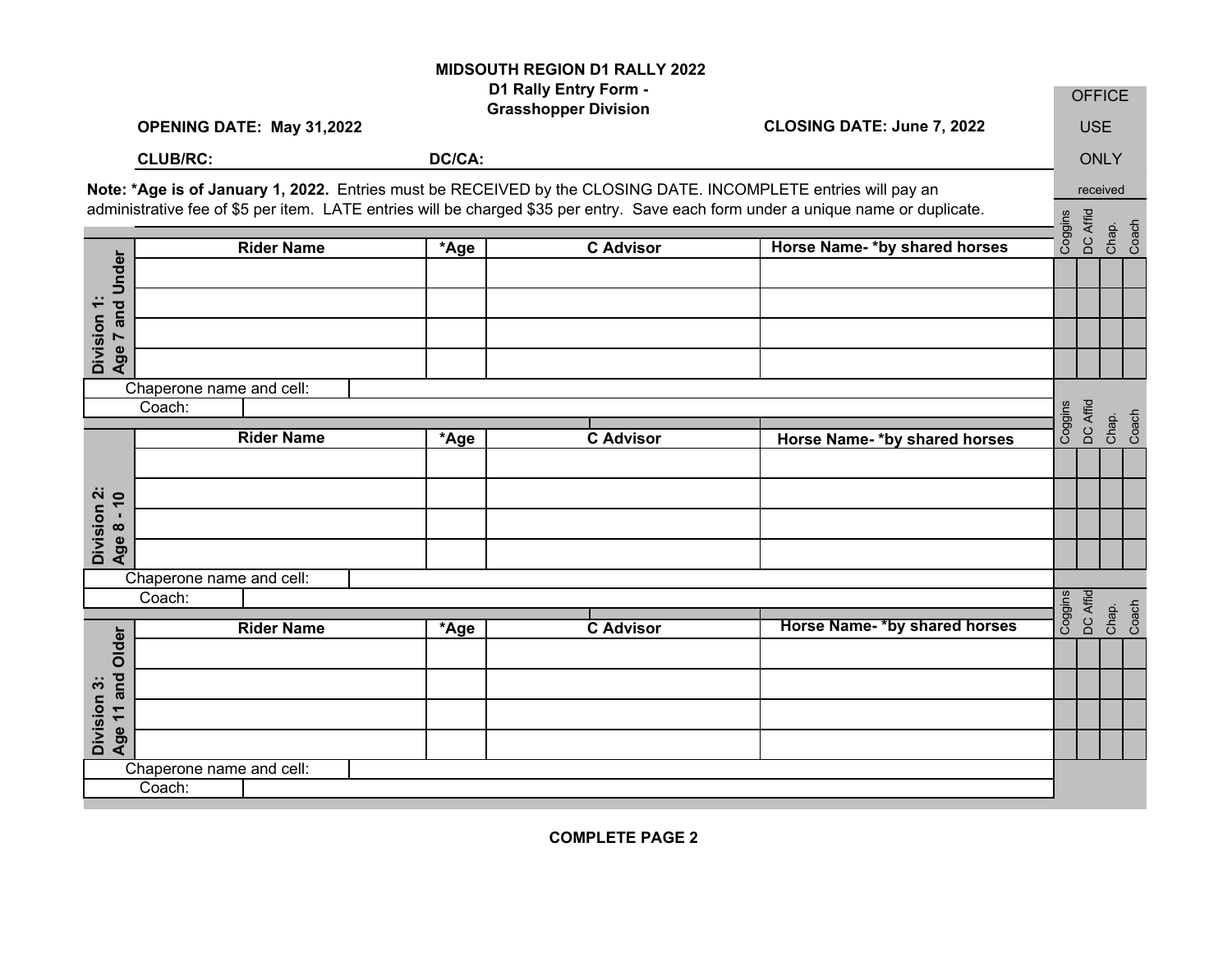# MIDSOUTH REGION D1 RALLY 2022

## D1 Rally Entry Form - Grasshopper Division

**OPENING DATE: May 31,2022** **CLOSING DATE: June 7, 2022**

**CLUB/RC:** **DC/CA:**

OFFICE USE ONLY

received

**Note: *Age is of January 1, 2022.** Entries must be RECEIVED by the CLOSING DATE. INCOMPLETE entries will pay an administrative fee of $5 per item. LATE entries will be charged $35 per entry. Save each form under a unique name or duplicate.

### Division 1: Age 7 and Under

| Rider Name | *Age | C Advisor | Horse Name- *by shared horses | Coggins | DC Affid | Chap. | Coach |
|---|---|---|---|---|---|---|---|
| | | | | | | | |
| | | | | | | | |
| | | | | | | | |
| | | | | | | | |

Chaperone name and cell:

Coach:

### Division 2: Age 8 - 10

| Rider Name | *Age | C Advisor | Horse Name- *by shared horses | Coggins | DC Affid | Chap. | Coach |
|---|---|---|---|---|---|---|---|
| | | | | | | | |
| | | | | | | | |
| | | | | | | | |
| | | | | | | | |

Chaperone name and cell:

Coach:

### Division 3: Age 11 and Older

| Rider Name | *Age | C Advisor | Horse Name- *by shared horses | Coggins | DC Affid | Chap. | Coach |
|---|---|---|---|---|---|---|---|
| | | | | | | | |
| | | | | | | | |
| | | | | | | | |
| | | | | | | | |

Chaperone name and cell:

Coach:

**COMPLETE PAGE 2**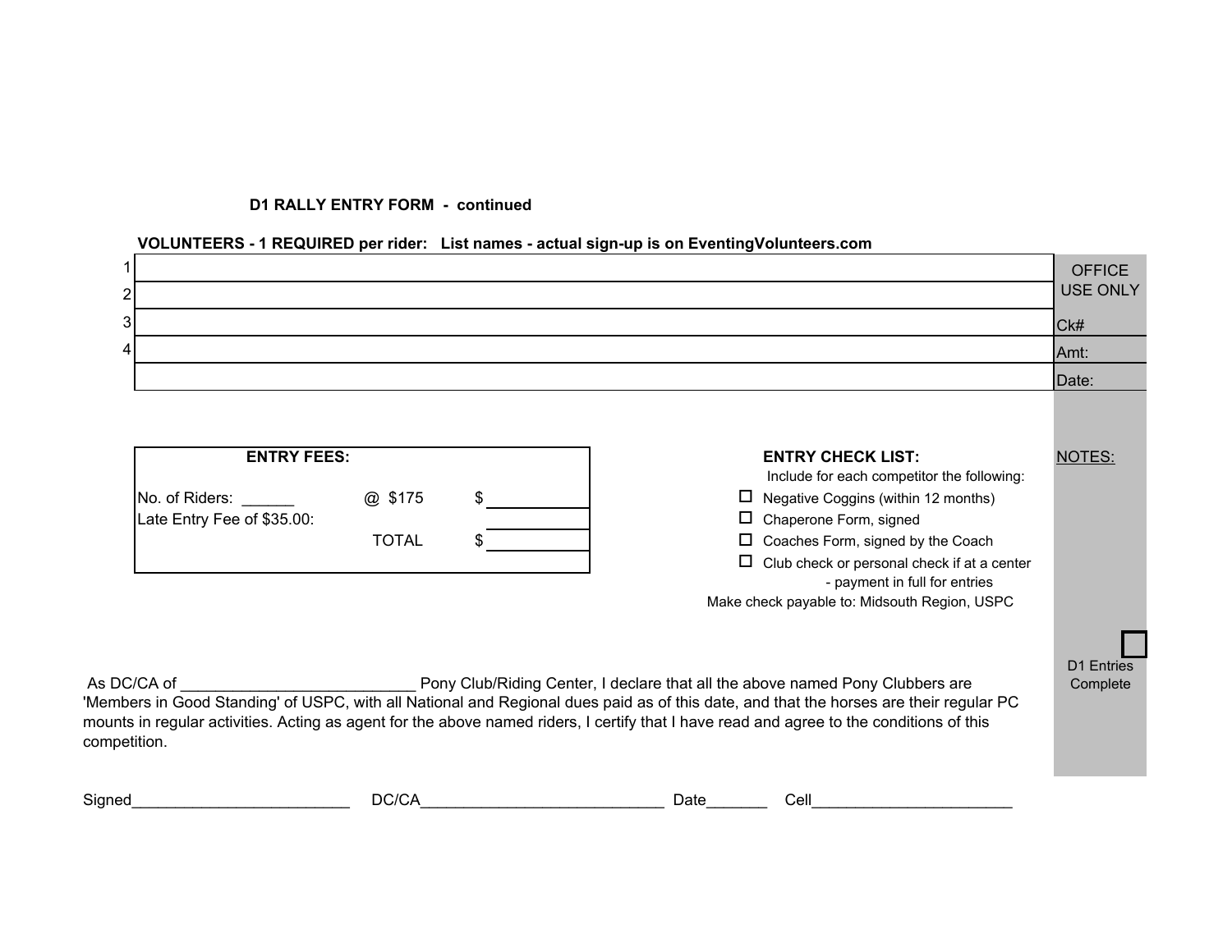**D1 RALLY ENTRY FORM - continued**

**VOLUNTEERS - 1 REQUIRED per rider: List names - actual sign-up is on EventingVolunteers.com**

| | |
|---|---|
| 1 | |
| 2 | |
| 3 | |
| 4 | |
| | |

OFFICE USE ONLY

Ck#

Amt:

Date:

**ENTRY FEES:**

| | | | |
|---|---|---|---|
| No. of Riders: ______ | @ $175 | $ | ________ |
| Late Entry Fee of $35.00: | | | ________ |
| | TOTAL | $ | ________ |

**ENTRY CHECK LIST:**

Include for each competitor the following:

- ☐ Negative Coggins (within 12 months)
- ☐ Chaperone Form, signed
- ☐ Coaches Form, signed by the Coach
- ☐ Club check or personal check if at a center - payment in full for entries

Make check payable to: Midsouth Region, USPC

NOTES:

☐ D1 Entries Complete

As DC/CA of ____________________________ Pony Club/Riding Center, I declare that all the above named Pony Clubbers are 'Members in Good Standing' of USPC, with all National and Regional dues paid as of this date, and that the horses are their regular PC mounts in regular activities. Acting as agent for the above named riders, I certify that I have read and agree to the conditions of this competition.

Signed_________________________ DC/CA____________________________ Date_______ Cell_______________________